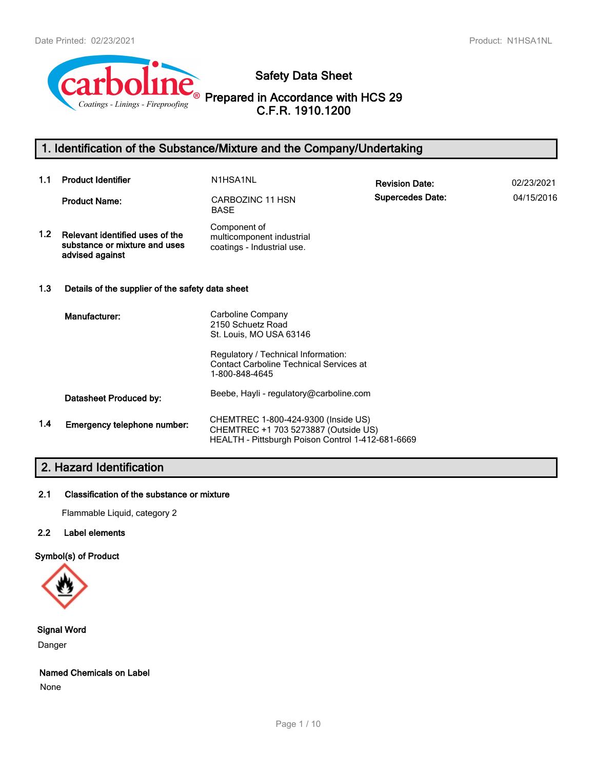Date Printed: 02/23/2021 Product: N1HSA1NL

# Safety Data Sheet
## Prepared in Accordance with HCS 29 C.F.R. 1910.1200

## 1. Identification of the Substance/Mixture and the Company/Undertaking

**1.1 Product Identifier** N1HSA1NL

**Product Name:** CARBOZINC 11 HSN BASE

**Revision Date:** 02/23/2021

**Supercedes Date:** 04/15/2016

**1.2 Relevant identified uses of the substance or mixture and uses advised against**
Component of multicomponent industrial coatings - Industrial use.

**1.3 Details of the supplier of the safety data sheet**

**Manufacturer:**
Carboline Company
2150 Schuetz Road
St. Louis, MO USA 63146

Regulatory / Technical Information:
Contact Carboline Technical Services at 1-800-848-4645

**Datasheet Produced by:** Beebe, Hayli - regulatory@carboline.com

**1.4 Emergency telephone number:**
CHEMTREC 1-800-424-9300 (Inside US)
CHEMTREC +1 703 5273887 (Outside US)
HEALTH - Pittsburgh Poison Control 1-412-681-6669

## 2. Hazard Identification

**2.1 Classification of the substance or mixture**

Flammable Liquid, category 2

**2.2 Label elements**

**Symbol(s) of Product**

**Signal Word**

Danger

**Named Chemicals on Label**

None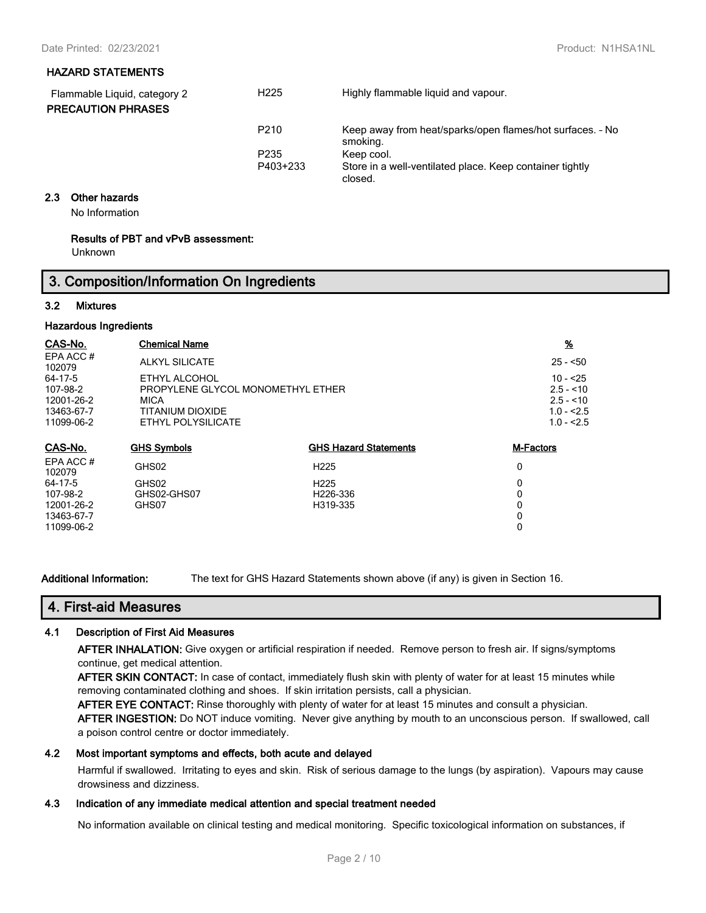### HAZARD STATEMENTS

| | | |
|---|---|---|
| Flammable Liquid, category 2 | H225 | Highly flammable liquid and vapour. |

### PRECAUTION PHRASES

| | |
|---|---|
| P210 | Keep away from heat/sparks/open flames/hot surfaces. - No smoking. |
| P235 | Keep cool. |
| P403+233 | Store in a well-ventilated place. Keep container tightly closed. |

### 2.3 Other hazards

No Information

**Results of PBT and vPvB assessment:**

Unknown

## 3. Composition/Information On Ingredients

### 3.2 Mixtures

**Hazardous Ingredients**

| CAS-No. | Chemical Name | % |
|---|---|---|
| EPA ACC # 102079 | ALKYL SILICATE | 25 - <50 |
| 64-17-5 | ETHYL ALCOHOL | 10 - <25 |
| 107-98-2 | PROPYLENE GLYCOL MONOMETHYL ETHER | 2.5 - <10 |
| 12001-26-2 | MICA | 2.5 - <10 |
| 13463-67-7 | TITANIUM DIOXIDE | 1.0 - <2.5 |
| 11099-06-2 | ETHYL POLYSILICATE | 1.0 - <2.5 |

| CAS-No. | GHS Symbols | GHS Hazard Statements | M-Factors |
|---|---|---|---|
| EPA ACC # 102079 | GHS02 | H225 | 0 |
| 64-17-5 | GHS02 | H225 | 0 |
| 107-98-2 | GHS02-GHS07 | H226-336 | 0 |
| 12001-26-2 | GHS07 | H319-335 | 0 |
| 13463-67-7 | | | 0 |
| 11099-06-2 | | | 0 |

**Additional Information:** The text for GHS Hazard Statements shown above (if any) is given in Section 16.

## 4. First-aid Measures

### 4.1 Description of First Aid Measures

**AFTER INHALATION:** Give oxygen or artificial respiration if needed. Remove person to fresh air. If signs/symptoms continue, get medical attention.

**AFTER SKIN CONTACT:** In case of contact, immediately flush skin with plenty of water for at least 15 minutes while removing contaminated clothing and shoes. If skin irritation persists, call a physician.

**AFTER EYE CONTACT:** Rinse thoroughly with plenty of water for at least 15 minutes and consult a physician.

**AFTER INGESTION:** Do NOT induce vomiting. Never give anything by mouth to an unconscious person. If swallowed, call a poison control centre or doctor immediately.

### 4.2 Most important symptoms and effects, both acute and delayed

Harmful if swallowed. Irritating to eyes and skin. Risk of serious damage to the lungs (by aspiration). Vapours may cause drowsiness and dizziness.

### 4.3 Indication of any immediate medical attention and special treatment needed

No information available on clinical testing and medical monitoring. Specific toxicological information on substances, if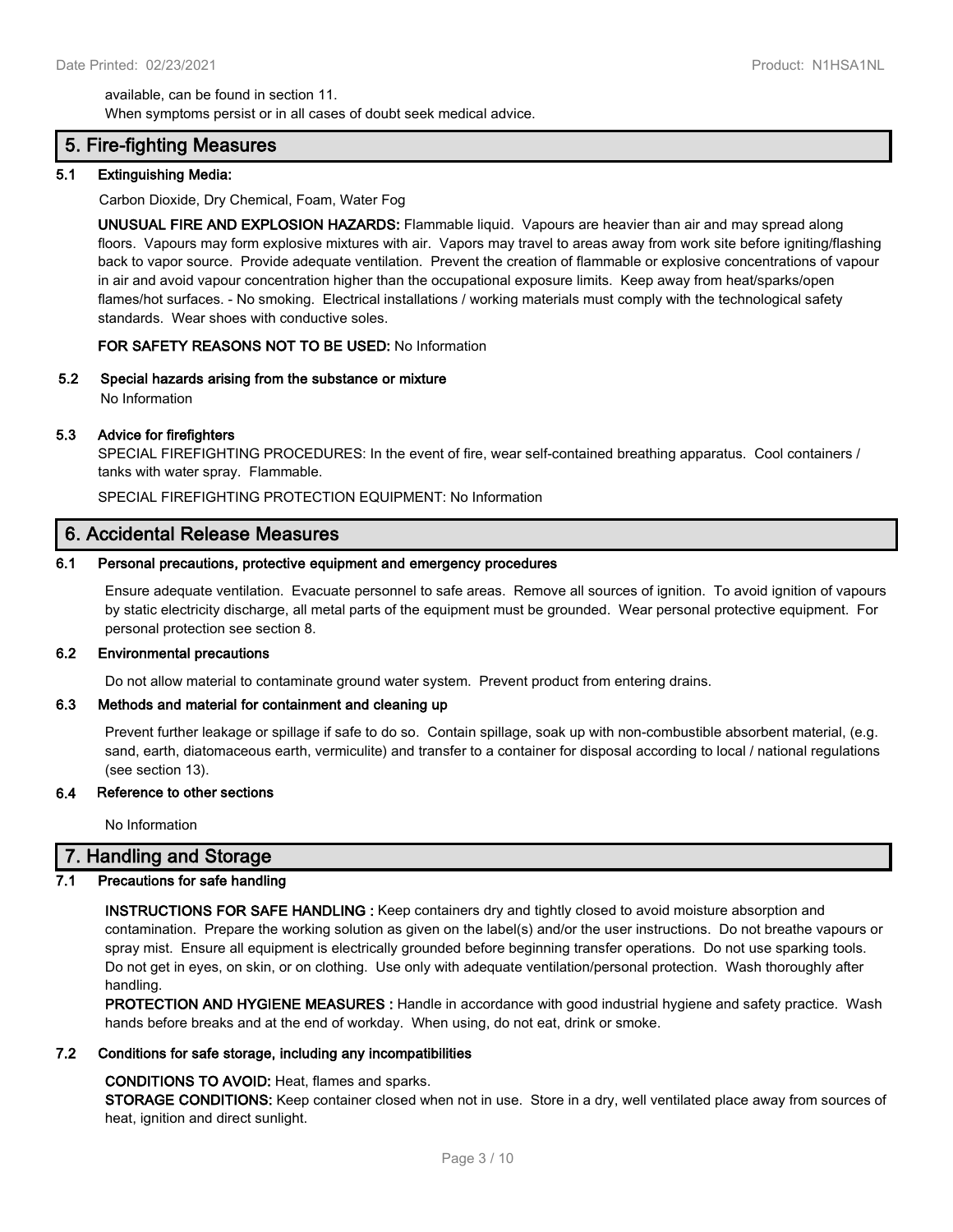available, can be found in section 11.
When symptoms persist or in all cases of doubt seek medical advice.

## 5. Fire-fighting Measures

### 5.1 Extinguishing Media:

Carbon Dioxide, Dry Chemical, Foam, Water Fog

**UNUSUAL FIRE AND EXPLOSION HAZARDS:** Flammable liquid. Vapours are heavier than air and may spread along floors. Vapours may form explosive mixtures with air. Vapors may travel to areas away from work site before igniting/flashing back to vapor source. Provide adequate ventilation. Prevent the creation of flammable or explosive concentrations of vapour in air and avoid vapour concentration higher than the occupational exposure limits. Keep away from heat/sparks/open flames/hot surfaces. - No smoking. Electrical installations / working materials must comply with the technological safety standards. Wear shoes with conductive soles.

**FOR SAFETY REASONS NOT TO BE USED:** No Information

### 5.2 Special hazards arising from the substance or mixture

No Information

### 5.3 Advice for firefighters

SPECIAL FIREFIGHTING PROCEDURES: In the event of fire, wear self-contained breathing apparatus. Cool containers / tanks with water spray. Flammable.

SPECIAL FIREFIGHTING PROTECTION EQUIPMENT: No Information

## 6. Accidental Release Measures

### 6.1 Personal precautions, protective equipment and emergency procedures

Ensure adequate ventilation. Evacuate personnel to safe areas. Remove all sources of ignition. To avoid ignition of vapours by static electricity discharge, all metal parts of the equipment must be grounded. Wear personal protective equipment. For personal protection see section 8.

### 6.2 Environmental precautions

Do not allow material to contaminate ground water system. Prevent product from entering drains.

### 6.3 Methods and material for containment and cleaning up

Prevent further leakage or spillage if safe to do so. Contain spillage, soak up with non-combustible absorbent material, (e.g. sand, earth, diatomaceous earth, vermiculite) and transfer to a container for disposal according to local / national regulations (see section 13).

### 6.4 Reference to other sections

No Information

## 7. Handling and Storage

### 7.1 Precautions for safe handling

**INSTRUCTIONS FOR SAFE HANDLING :** Keep containers dry and tightly closed to avoid moisture absorption and contamination. Prepare the working solution as given on the label(s) and/or the user instructions. Do not breathe vapours or spray mist. Ensure all equipment is electrically grounded before beginning transfer operations. Do not use sparking tools. Do not get in eyes, on skin, or on clothing. Use only with adequate ventilation/personal protection. Wash thoroughly after handling.

**PROTECTION AND HYGIENE MEASURES :** Handle in accordance with good industrial hygiene and safety practice. Wash hands before breaks and at the end of workday. When using, do not eat, drink or smoke.

### 7.2 Conditions for safe storage, including any incompatibilities

**CONDITIONS TO AVOID:** Heat, flames and sparks.

**STORAGE CONDITIONS:** Keep container closed when not in use. Store in a dry, well ventilated place away from sources of heat, ignition and direct sunlight.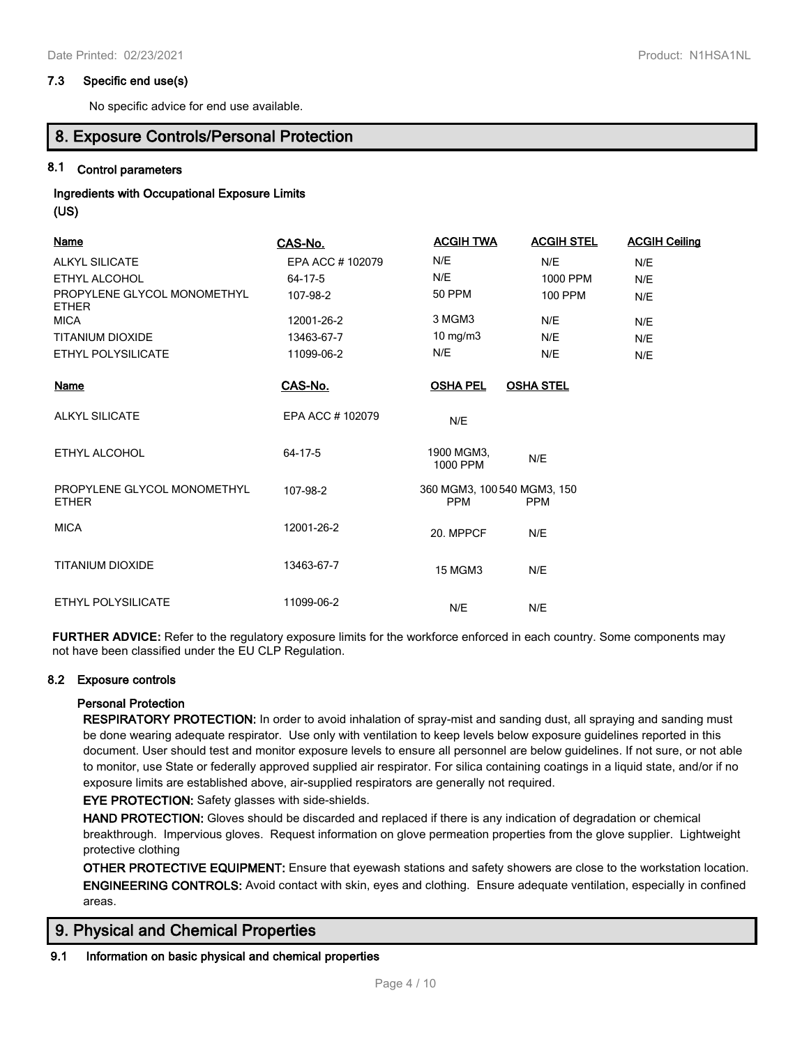### 7.3 Specific end use(s)

No specific advice for end use available.

## 8. Exposure Controls/Personal Protection

### 8.1 Control parameters

**Ingredients with Occupational Exposure Limits**

**(US)**

| Name | CAS-No. | ACGIH TWA | ACGIH STEL | ACGIH Ceiling |
|---|---|---|---|---|
| ALKYL SILICATE | EPA ACC # 102079 | N/E | N/E | N/E |
| ETHYL ALCOHOL | 64-17-5 | N/E | 1000 PPM | N/E |
| PROPYLENE GLYCOL MONOMETHYL ETHER | 107-98-2 | 50 PPM | 100 PPM | N/E |
| MICA | 12001-26-2 | 3 MGM3 | N/E | N/E |
| TITANIUM DIOXIDE | 13463-67-7 | 10 mg/m3 | N/E | N/E |
| ETHYL POLYSILICATE | 11099-06-2 | N/E | N/E | N/E |

| Name | CAS-No. | OSHA PEL | OSHA STEL |
|---|---|---|---|
| ALKYL SILICATE | EPA ACC # 102079 | N/E | |
| ETHYL ALCOHOL | 64-17-5 | 1900 MGM3, 1000 PPM | N/E |
| PROPYLENE GLYCOL MONOMETHYL ETHER | 107-98-2 | 360 MGM3, 100 PPM | 540 MGM3, 150 PPM |
| MICA | 12001-26-2 | 20. MPPCF | N/E |
| TITANIUM DIOXIDE | 13463-67-7 | 15 MGM3 | N/E |
| ETHYL POLYSILICATE | 11099-06-2 | N/E | N/E |

**FURTHER ADVICE:** Refer to the regulatory exposure limits for the workforce enforced in each country. Some components may not have been classified under the EU CLP Regulation.

### 8.2 Exposure controls

**Personal Protection**

**RESPIRATORY PROTECTION:** In order to avoid inhalation of spray-mist and sanding dust, all spraying and sanding must be done wearing adequate respirator. Use only with ventilation to keep levels below exposure guidelines reported in this document. User should test and monitor exposure levels to ensure all personnel are below guidelines. If not sure, or not able to monitor, use State or federally approved supplied air respirator. For silica containing coatings in a liquid state, and/or if no exposure limits are established above, air-supplied respirators are generally not required.

**EYE PROTECTION:** Safety glasses with side-shields.

**HAND PROTECTION:** Gloves should be discarded and replaced if there is any indication of degradation or chemical breakthrough. Impervious gloves. Request information on glove permeation properties from the glove supplier. Lightweight protective clothing

**OTHER PROTECTIVE EQUIPMENT:** Ensure that eyewash stations and safety showers are close to the workstation location.

**ENGINEERING CONTROLS:** Avoid contact with skin, eyes and clothing. Ensure adequate ventilation, especially in confined areas.

## 9. Physical and Chemical Properties

### 9.1 Information on basic physical and chemical properties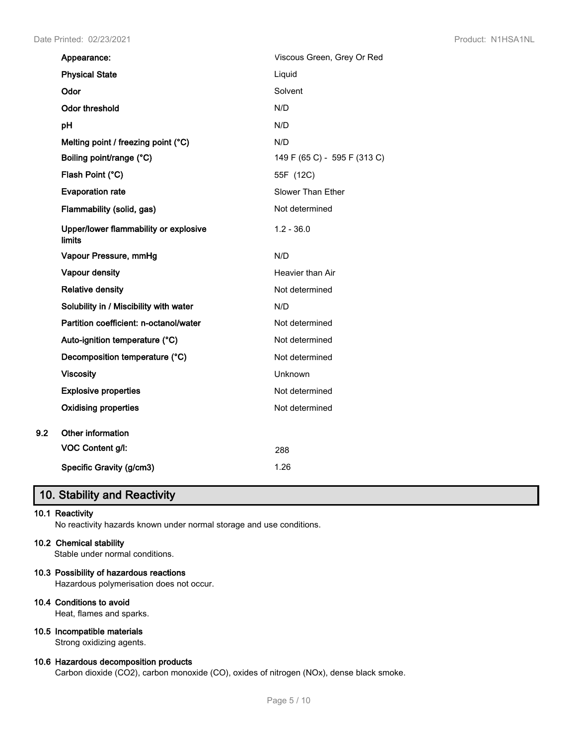| | |
|---|---|
| **Appearance:** | Viscous Green, Grey Or Red |
| **Physical State** | Liquid |
| **Odor** | Solvent |
| **Odor threshold** | N/D |
| **pH** | N/D |
| **Melting point / freezing point (°C)** | N/D |
| **Boiling point/range (°C)** | 149 F (65 C) - 595 F (313 C) |
| **Flash Point (°C)** | 55F (12C) |
| **Evaporation rate** | Slower Than Ether |
| **Flammability (solid, gas)** | Not determined |
| **Upper/lower flammability or explosive limits** | 1.2 - 36.0 |
| **Vapour Pressure, mmHg** | N/D |
| **Vapour density** | Heavier than Air |
| **Relative density** | Not determined |
| **Solubility in / Miscibility with water** | N/D |
| **Partition coefficient: n-octanol/water** | Not determined |
| **Auto-ignition temperature (°C)** | Not determined |
| **Decomposition temperature (°C)** | Not determined |
| **Viscosity** | Unknown |
| **Explosive properties** | Not determined |
| **Oxidising properties** | Not determined |

**9.2 Other information**

| | |
|---|---|
| **VOC Content g/l:** | 288 |
| **Specific Gravity (g/cm3)** | 1.26 |

## 10. Stability and Reactivity

**10.1 Reactivity**

No reactivity hazards known under normal storage and use conditions.

**10.2 Chemical stability**

Stable under normal conditions.

**10.3 Possibility of hazardous reactions**

Hazardous polymerisation does not occur.

**10.4 Conditions to avoid**

Heat, flames and sparks.

**10.5 Incompatible materials**

Strong oxidizing agents.

**10.6 Hazardous decomposition products**

Carbon dioxide ($CO_2$), carbon monoxide (CO), oxides of nitrogen ($NO_x$), dense black smoke.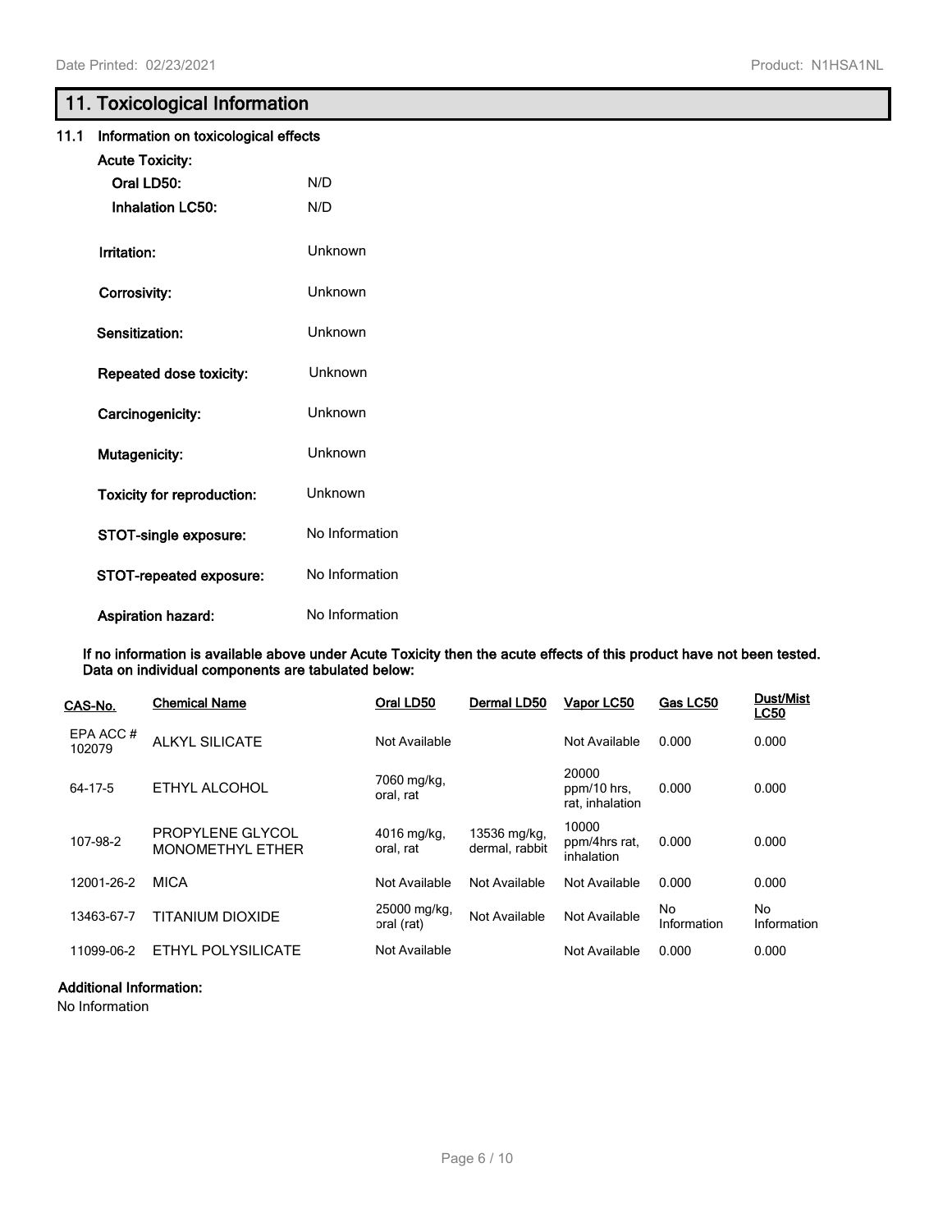## 11. Toxicological Information

### 11.1 Information on toxicological effects

**Acute Toxicity:**

**Oral LD50:** N/D

**Inhalation LC50:** N/D

**Irritation:** Unknown

**Corrosivity:** Unknown

**Sensitization:** Unknown

**Repeated dose toxicity:** Unknown

**Carcinogenicity:** Unknown

**Mutagenicity:** Unknown

**Toxicity for reproduction:** Unknown

**STOT-single exposure:** No Information

**STOT-repeated exposure:** No Information

**Aspiration hazard:** No Information

**If no information is available above under Acute Toxicity then the acute effects of this product have not been tested. Data on individual components are tabulated below:**

| CAS-No. | Chemical Name | Oral LD50 | Dermal LD50 | Vapor LC50 | Gas LC50 | Dust/Mist LC50 |
|---|---|---|---|---|---|---|
| EPA ACC # 102079 | ALKYL SILICATE | Not Available | | Not Available | 0.000 | 0.000 |
| 64-17-5 | ETHYL ALCOHOL | 7060 mg/kg, oral, rat | | 20000 ppm/10 hrs, rat, inhalation | 0.000 | 0.000 |
| 107-98-2 | PROPYLENE GLYCOL MONOMETHYL ETHER | 4016 mg/kg, oral, rat | 13536 mg/kg, dermal, rabbit | 10000 ppm/4hrs rat, inhalation | 0.000 | 0.000 |
| 12001-26-2 | MICA | Not Available | Not Available | Not Available | 0.000 | 0.000 |
| 13463-67-7 | TITANIUM DIOXIDE | 25000 mg/kg, oral (rat) | Not Available | Not Available | No Information | No Information |
| 11099-06-2 | ETHYL POLYSILICATE | Not Available | | Not Available | 0.000 | 0.000 |

**Additional Information:**

No Information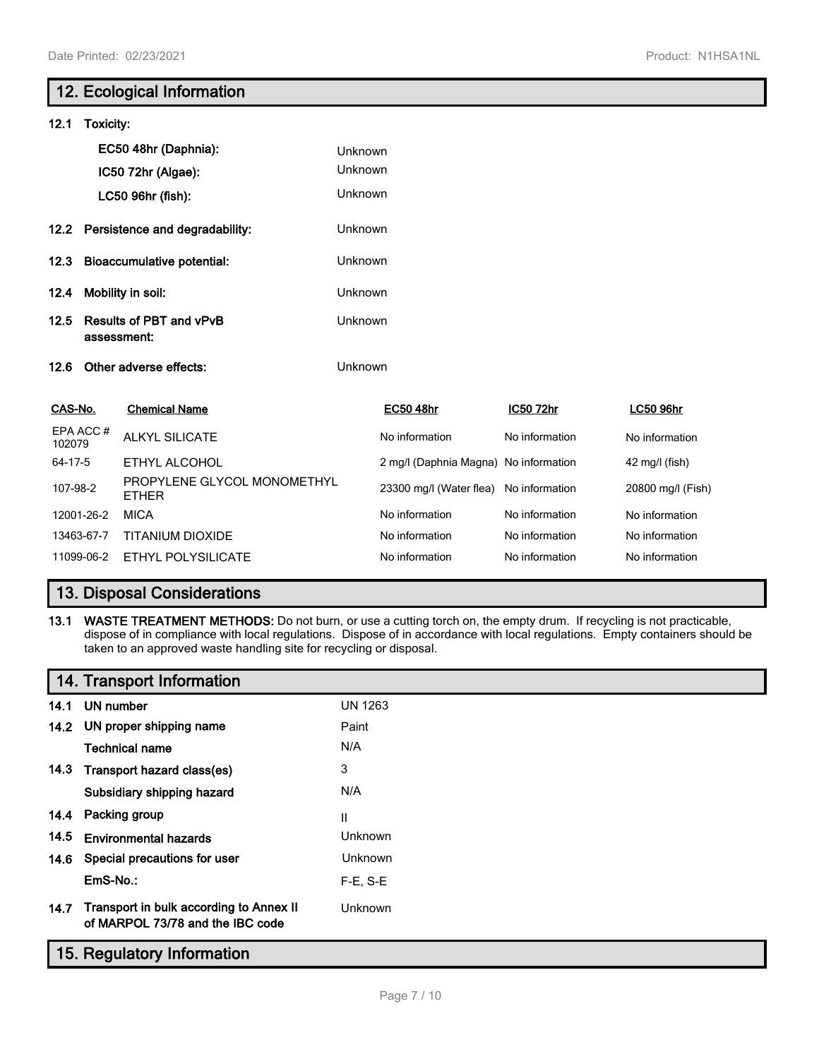## 12. Ecological Information

**12.1 Toxicity:**

| | |
|---|---|
| **EC50 48hr (Daphnia):** | Unknown |
| **IC50 72hr (Algae):** | Unknown |
| **LC50 96hr (fish):** | Unknown |

**12.2 Persistence and degradability:** Unknown

**12.3 Bioaccumulative potential:** Unknown

**12.4 Mobility in soil:** Unknown

**12.5 Results of PBT and vPvB assessment:** Unknown

**12.6 Other adverse effects:** Unknown

| CAS-No. | Chemical Name | EC50 48hr | IC50 72hr | LC50 96hr |
|---|---|---|---|---|
| EPA ACC # 102079 | ALKYL SILICATE | No information | No information | No information |
| 64-17-5 | ETHYL ALCOHOL | 2 mg/l (Daphnia Magna) | No information | 42 mg/l (fish) |
| 107-98-2 | PROPYLENE GLYCOL MONOMETHYL ETHER | 23300 mg/l (Water flea) | No information | 20800 mg/l (Fish) |
| 12001-26-2 | MICA | No information | No information | No information |
| 13463-67-7 | TITANIUM DIOXIDE | No information | No information | No information |
| 11099-06-2 | ETHYL POLYSILICATE | No information | No information | No information |

## 13. Disposal Considerations

**13.1 WASTE TREATMENT METHODS:** Do not burn, or use a cutting torch on, the empty drum. If recycling is not practicable, dispose of in compliance with local regulations. Dispose of in accordance with local regulations. Empty containers should be taken to an approved waste handling site for recycling or disposal.

## 14. Transport Information

| | | |
|---|---|---|
| **14.1** | **UN number** | UN 1263 |
| **14.2** | **UN proper shipping name** | Paint |
| | **Technical name** | N/A |
| **14.3** | **Transport hazard class(es)** | 3 |
| | **Subsidiary shipping hazard** | N/A |
| **14.4** | **Packing group** | II |
| **14.5** | **Environmental hazards** | Unknown |
| **14.6** | **Special precautions for user** | Unknown |
| | **EmS-No.:** | F-E, S-E |
| **14.7** | **Transport in bulk according to Annex II of MARPOL 73/78 and the IBC code** | Unknown |

## 15. Regulatory Information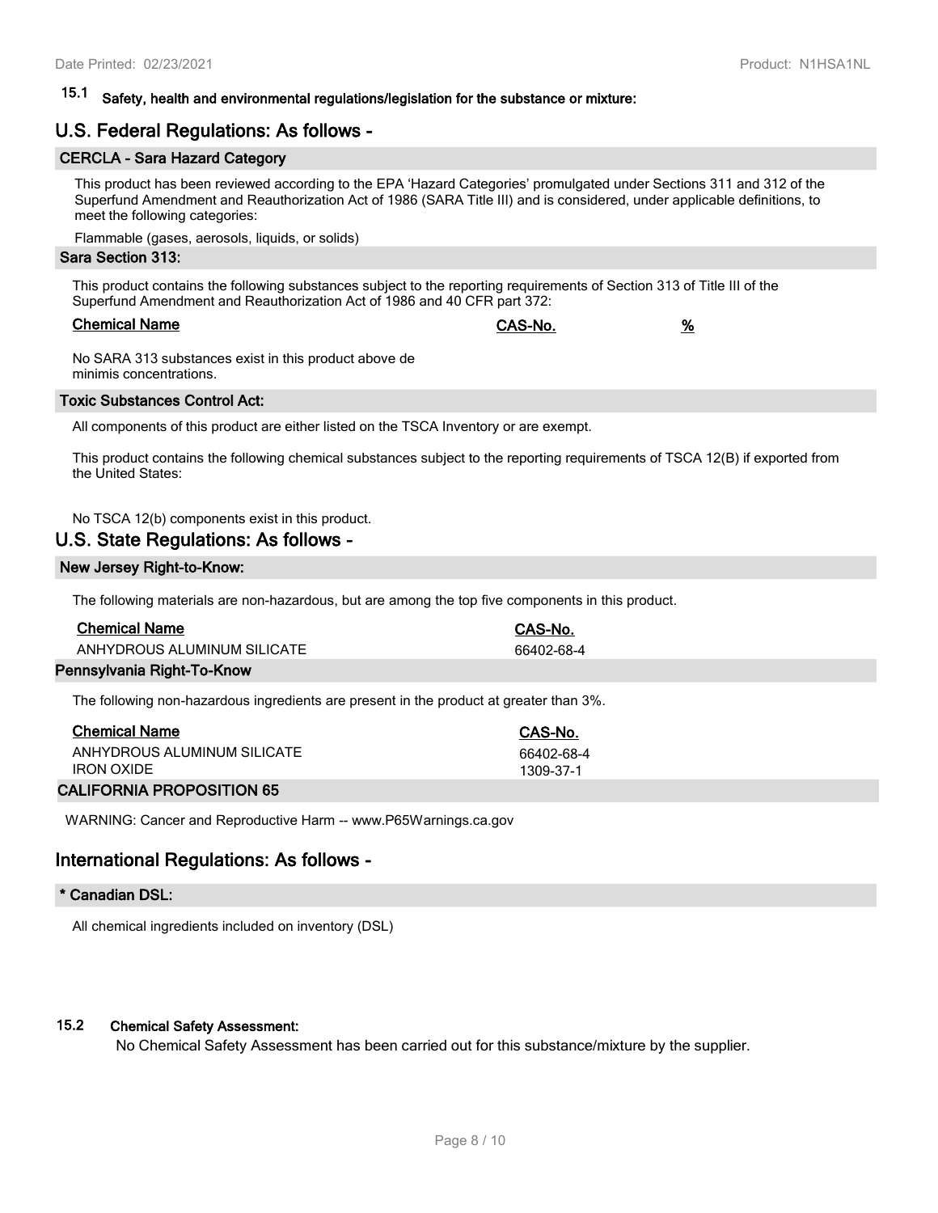## 15.1 Safety, health and environmental regulations/legislation for the substance or mixture:

## U.S. Federal Regulations: As follows -

### CERCLA - Sara Hazard Category

This product has been reviewed according to the EPA 'Hazard Categories' promulgated under Sections 311 and 312 of the Superfund Amendment and Reauthorization Act of 1986 (SARA Title III) and is considered, under applicable definitions, to meet the following categories:

Flammable (gases, aerosols, liquids, or solids)

### Sara Section 313:

This product contains the following substances subject to the reporting requirements of Section 313 of Title III of the Superfund Amendment and Reauthorization Act of 1986 and 40 CFR part 372:

| Chemical Name | CAS-No. | % |
|---|---|---|
| No SARA 313 substances exist in this product above de minimis concentrations. | | |

### Toxic Substances Control Act:

All components of this product are either listed on the TSCA Inventory or are exempt.

This product contains the following chemical substances subject to the reporting requirements of TSCA 12(B) if exported from the United States:

No TSCA 12(b) components exist in this product.

## U.S. State Regulations: As follows -

### New Jersey Right-to-Know:

The following materials are non-hazardous, but are among the top five components in this product.

| Chemical Name | CAS-No. |
|---|---|
| ANHYDROUS ALUMINUM SILICATE | 66402-68-4 |

### Pennsylvania Right-To-Know

The following non-hazardous ingredients are present in the product at greater than 3%.

| Chemical Name | CAS-No. |
|---|---|
| ANHYDROUS ALUMINUM SILICATE | 66402-68-4 |
| IRON OXIDE | 1309-37-1 |

### CALIFORNIA PROPOSITION 65

WARNING: Cancer and Reproductive Harm -- www.P65Warnings.ca.gov

## International Regulations: As follows -

### * Canadian DSL:

All chemical ingredients included on inventory (DSL)

## 15.2 Chemical Safety Assessment:

No Chemical Safety Assessment has been carried out for this substance/mixture by the supplier.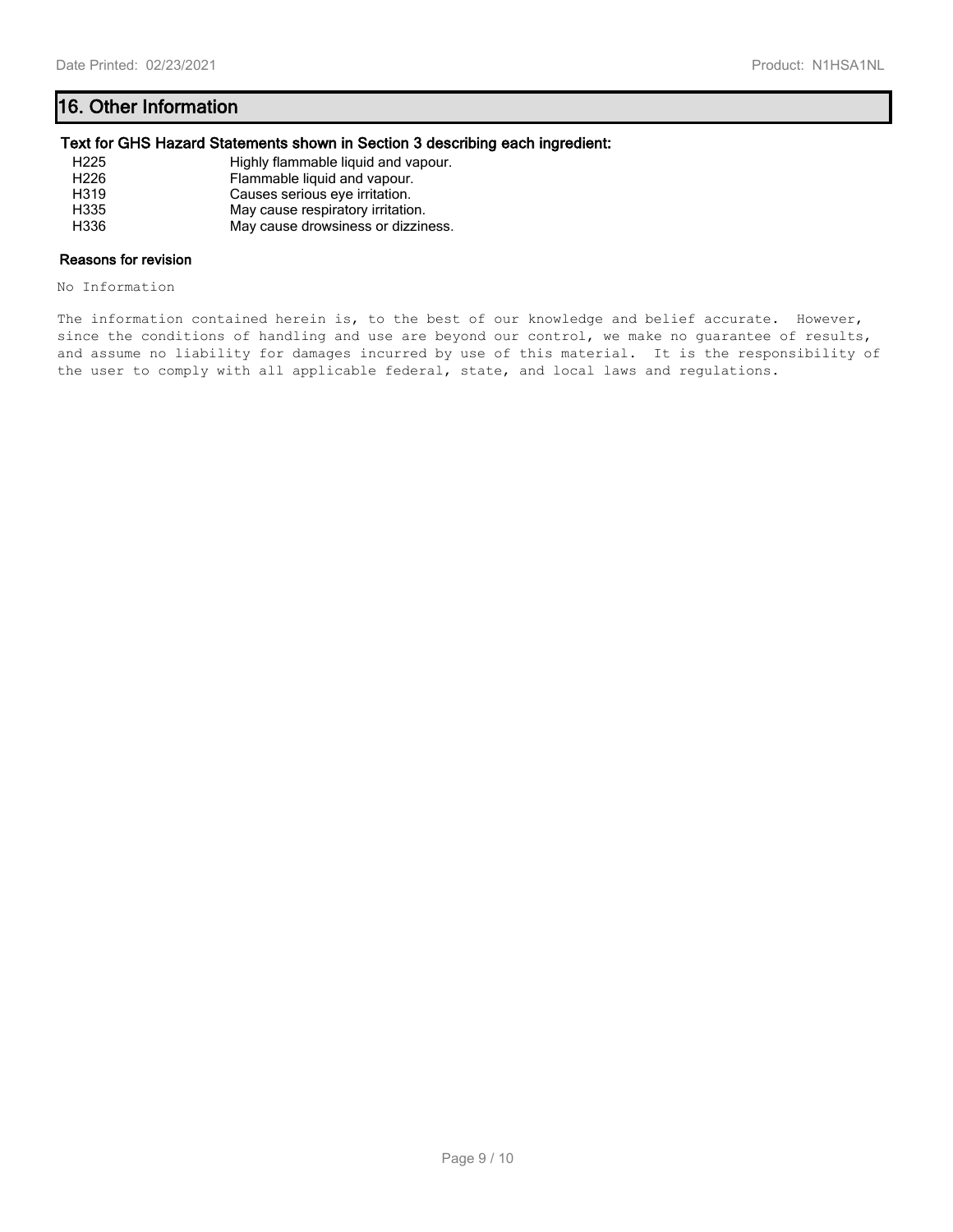## 16. Other Information

### Text for GHS Hazard Statements shown in Section 3 describing each ingredient:

| | |
|---|---|
| H225 | Highly flammable liquid and vapour. |
| H226 | Flammable liquid and vapour. |
| H319 | Causes serious eye irritation. |
| H335 | May cause respiratory irritation. |
| H336 | May cause drowsiness or dizziness. |

### Reasons for revision

No Information

The information contained herein is, to the best of our knowledge and belief accurate. However, since the conditions of handling and use are beyond our control, we make no guarantee of results, and assume no liability for damages incurred by use of this material. It is the responsibility of the user to comply with all applicable federal, state, and local laws and regulations.